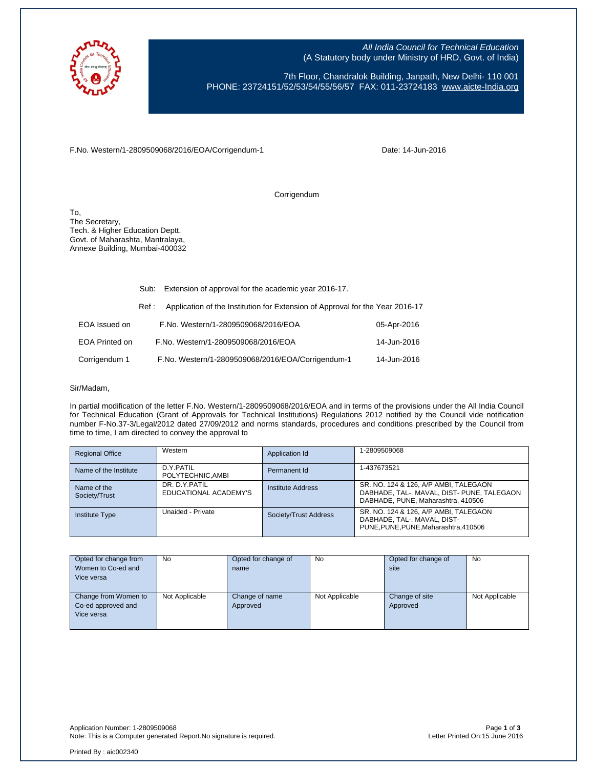All India Council for Technical Education
(A Statutory body under Ministry of HRD, Govt. of India)

7th Floor, Chandralok Building, Janpath, New Delhi- 110 001
PHONE: 23724151/52/53/54/55/56/57 FAX: 011-23724183 www.aicte-India.org

F.No. Western/1-2809509068/2016/EOA/Corrigendum-1 Date: 14-Jun-2016

Corrigendum

To,
The Secretary,
Tech. & Higher Education Deptt.
Govt. of Maharashta, Mantralaya,
Annexe Building, Mumbai-400032

Sub: Extension of approval for the academic year 2016-17.

Ref : Application of the Institution for Extension of Approval for the Year 2016-17

| | | |
|---|---|---|
| EOA Issued on | F.No. Western/1-2809509068/2016/EOA | 05-Apr-2016 |
| EOA Printed on | F.No. Western/1-2809509068/2016/EOA | 14-Jun-2016 |
| Corrigendum 1 | F.No. Western/1-2809509068/2016/EOA/Corrigendum-1 | 14-Jun-2016 |

Sir/Madam,

In partial modification of the letter F.No. Western/1-2809509068/2016/EOA and in terms of the provisions under the All India Council for Technical Education (Grant of Approvals for Technical Institutions) Regulations 2012 notified by the Council vide notification number F-No.37-3/Legal/2012 dated 27/09/2012 and norms standards, procedures and conditions prescribed by the Council from time to time, I am directed to convey the approval to

| | | | |
|---|---|---|---|
| Regional Office | Western | Application Id | 1-2809509068 |
| Name of the Institute | D.Y.PATIL POLYTECHNIC,AMBI | Permanent Id | 1-437673521 |
| Name of the Society/Trust | DR. D.Y.PATIL EDUCATIONAL ACADEMY'S | Institute Address | SR. NO. 124 & 126, A/P AMBI, TALEGAON DABHADE, TAL-. MAVAL, DIST- PUNE, TALEGAON DABHADE, PUNE, Maharashtra, 410506 |
| Institute Type | Unaided - Private | Society/Trust Address | SR. NO. 124 & 126, A/P AMBI, TALEGAON DABHADE, TAL-. MAVAL, DIST-PUNE,PUNE,PUNE,Maharashtra,410506 |

| | | | | | |
|---|---|---|---|---|---|
| Opted for change from Women to Co-ed and Vice versa | No | Opted for change of name | No | Opted for change of site | No |
| Change from Women to Co-ed approved and Vice versa | Not Applicable | Change of name Approved | Not Applicable | Change of site Approved | Not Applicable |

Application Number: 1-2809509068
Note: This is a Computer generated Report.No signature is required.
Letter Printed On:15 June 2016

Printed By : aic002340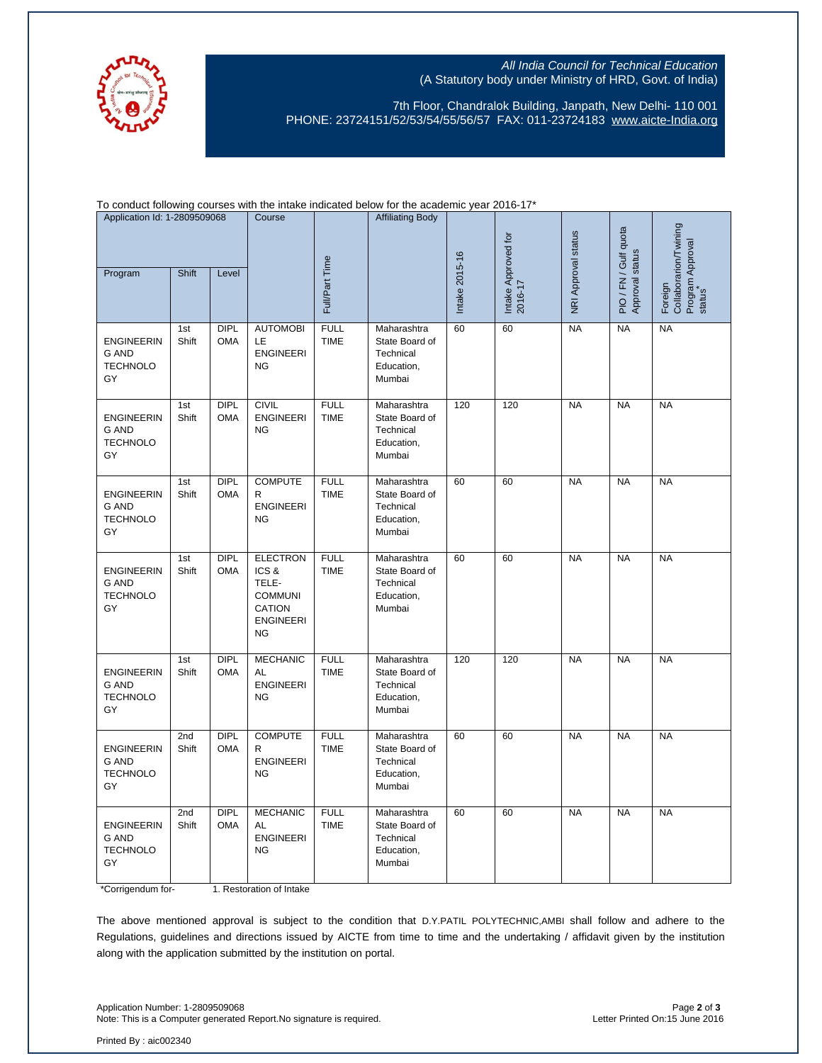All India Council for Technical Education
(A Statutory body under Ministry of HRD, Govt. of India)

7th Floor, Chandralok Building, Janpath, New Delhi- 110 001
PHONE: 23724151/52/53/54/55/56/57 FAX: 011-23724183 www.aicte-India.org

To conduct following courses with the intake indicated below for the academic year 2016-17*

| Application Id: 1-2809509068 | | | Course | Full/Part Time | Affiliating Body | Intake 2015-16 | Intake Approved for 2016-17 | NRI Approval status | PIO / FN / Gulf quota Approval status | Foreign Collaborarion/Twining Program Approval status* |
|---|---|---|---|---|---|---|---|---|---|---|
| Program | Shift | Level | | | | | | | | |
| ENGINEERING AND TECHNOLOGY | 1st Shift | DIPLOMA | AUTOMOBILE ENGINEERING | FULL TIME | Maharashtra State Board of Technical Education, Mumbai | 60 | 60 | NA | NA | NA |
| ENGINEERING AND TECHNOLOGY | 1st Shift | DIPLOMA | CIVIL ENGINEERING | FULL TIME | Maharashtra State Board of Technical Education, Mumbai | 120 | 120 | NA | NA | NA |
| ENGINEERING AND TECHNOLOGY | 1st Shift | DIPLOMA | COMPUTER ENGINEERING | FULL TIME | Maharashtra State Board of Technical Education, Mumbai | 60 | 60 | NA | NA | NA |
| ENGINEERING AND TECHNOLOGY | 1st Shift | DIPLOMA | ELECTRONICS & TELE-COMMUNICATION ENGINEERING | FULL TIME | Maharashtra State Board of Technical Education, Mumbai | 60 | 60 | NA | NA | NA |
| ENGINEERING AND TECHNOLOGY | 1st Shift | DIPLOMA | MECHANICAL ENGINEERING | FULL TIME | Maharashtra State Board of Technical Education, Mumbai | 120 | 120 | NA | NA | NA |
| ENGINEERING AND TECHNOLOGY | 2nd Shift | DIPLOMA | COMPUTER ENGINEERING | FULL TIME | Maharashtra State Board of Technical Education, Mumbai | 60 | 60 | NA | NA | NA |
| ENGINEERING AND TECHNOLOGY | 2nd Shift | DIPLOMA | MECHANICAL ENGINEERING | FULL TIME | Maharashtra State Board of Technical Education, Mumbai | 60 | 60 | NA | NA | NA |

*Corrigendum for- 1. Restoration of Intake

The above mentioned approval is subject to the condition that D.Y.PATIL POLYTECHNIC,AMBI shall follow and adhere to the Regulations, guidelines and directions issued by AICTE from time to time and the undertaking / affidavit given by the institution along with the application submitted by the institution on portal.

Application Number: 1-2809509068
Note: This is a Computer generated Report.No signature is required.

Letter Printed On:15 June 2016

Printed By : aic002340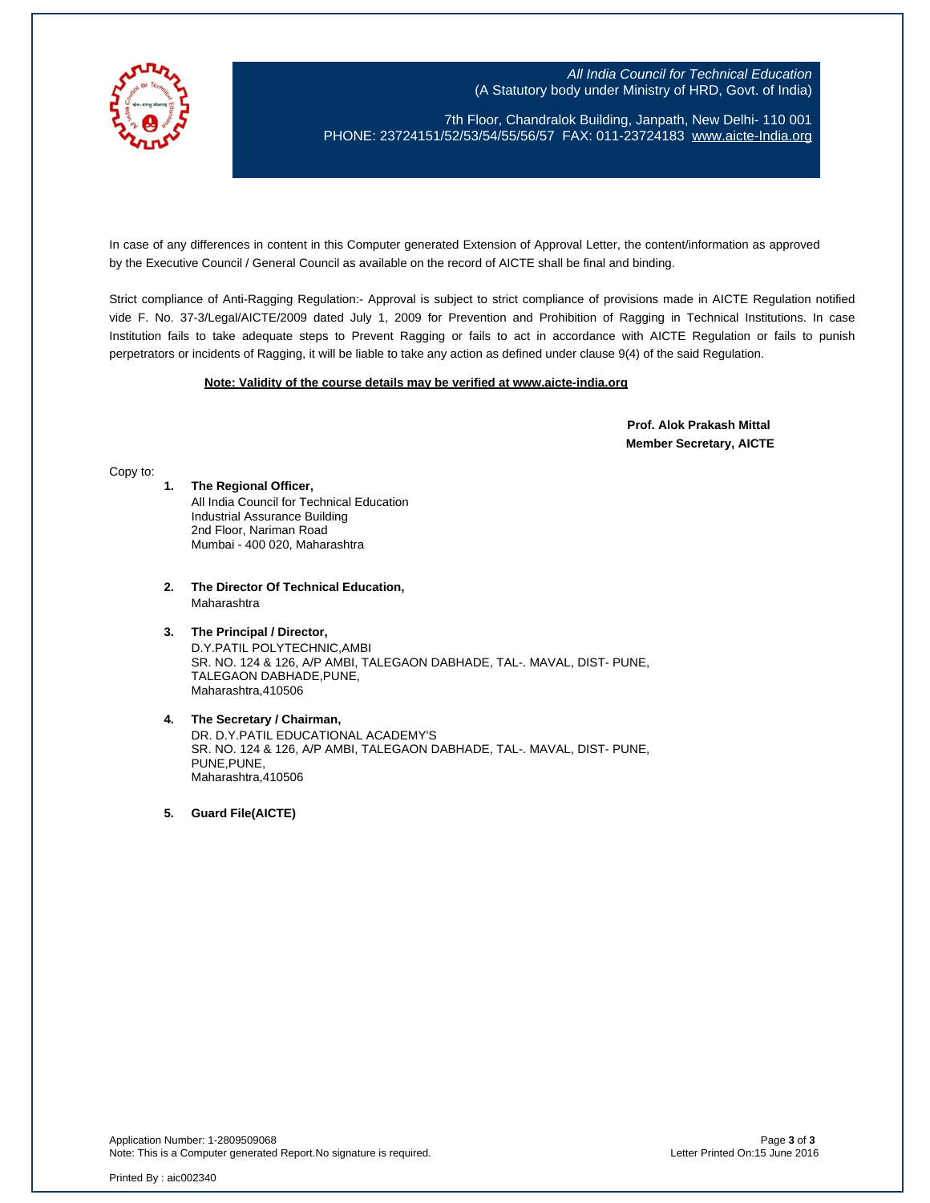*All India Council for Technical Education*
(A Statutory body under Ministry of HRD, Govt. of India)

7th Floor, Chandralok Building, Janpath, New Delhi- 110 001
PHONE: 23724151/52/53/54/55/56/57 FAX: 011-23724183 www.aicte-India.org

In case of any differences in content in this Computer generated Extension of Approval Letter, the content/information as approved by the Executive Council / General Council as available on the record of AICTE shall be final and binding.

Strict compliance of Anti-Ragging Regulation:- Approval is subject to strict compliance of provisions made in AICTE Regulation notified vide F. No. 37-3/Legal/AICTE/2009 dated July 1, 2009 for Prevention and Prohibition of Ragging in Technical Institutions. In case Institution fails to take adequate steps to Prevent Ragging or fails to act in accordance with AICTE Regulation or fails to punish perpetrators or incidents of Ragging, it will be liable to take any action as defined under clause 9(4) of the said Regulation.

**Note: Validity of the course details may be verified at www.aicte-india.org**

**Prof. Alok Prakash Mittal**
**Member Secretary, AICTE**

Copy to:

1. **The Regional Officer,**
   All India Council for Technical Education
   Industrial Assurance Building
   2nd Floor, Nariman Road
   Mumbai - 400 020, Maharashtra

2. **The Director Of Technical Education,**
   Maharashtra

3. **The Principal / Director,**
   D.Y.PATIL POLYTECHNIC,AMBI
   SR. NO. 124 & 126, A/P AMBI, TALEGAON DABHADE, TAL-. MAVAL, DIST- PUNE,
   TALEGAON DABHADE,PUNE,
   Maharashtra,410506

4. **The Secretary / Chairman,**
   DR. D.Y.PATIL EDUCATIONAL ACADEMY'S
   SR. NO. 124 & 126, A/P AMBI, TALEGAON DABHADE, TAL-. MAVAL, DIST- PUNE,
   PUNE,PUNE,
   Maharashtra,410506

5. **Guard File(AICTE)**

Application Number: 1-2809509068
Note: This is a Computer generated Report.No signature is required.
Letter Printed On:15 June 2016

Printed By : aic002340